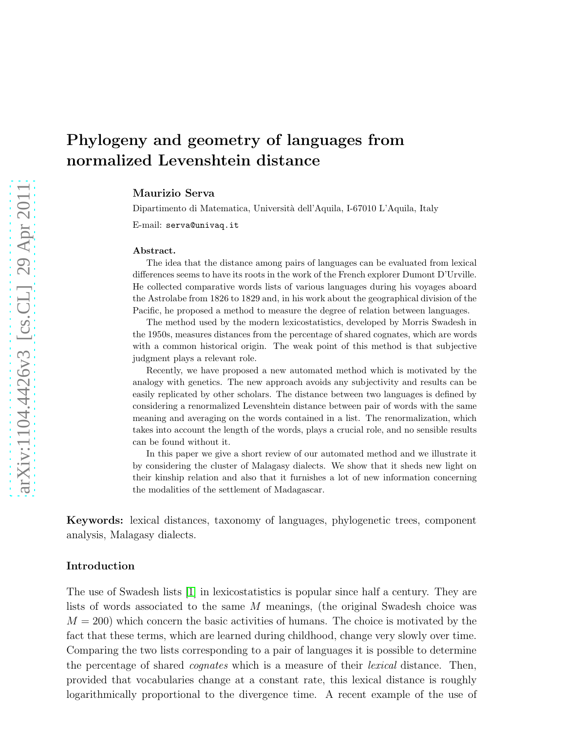# Phylogeny and geometry of languages from normalized Levenshtein distance

**Maurizio Serva**

Dipartimento di Matematica, Università dell'Aquila, I-67010 L'Aquila, Italy

E-mail: serva@univaq.it

**Abstract.**

The idea that the distance among pairs of languages can be evaluated from lexical differences seems to have its roots in the work of the French explorer Dumont D'Urville. He collected comparative words lists of various languages during his voyages aboard the Astrolabe from 1826 to 1829 and, in his work about the geographical division of the Pacific, he proposed a method to measure the degree of relation between languages.

The method used by the modern lexicostatistics, developed by Morris Swadesh in the 1950s, measures distances from the percentage of shared cognates, which are words with a common historical origin. The weak point of this method is that subjective judgment plays a relevant role.

Recently, we have proposed a new automated method which is motivated by the analogy with genetics. The new approach avoids any subjectivity and results can be easily replicated by other scholars. The distance between two languages is defined by considering a renormalized Levenshtein distance between pair of words with the same meaning and averaging on the words contained in a list. The renormalization, which takes into account the length of the words, plays a crucial role, and no sensible results can be found without it.

In this paper we give a short review of our automated method and we illustrate it by considering the cluster of Malagasy dialects. We show that it sheds new light on their kinship relation and also that it furnishes a lot of new information concerning the modalities of the settlement of Madagascar.

**Keywords:** lexical distances, taxonomy of languages, phylogenetic trees, component analysis, Malagasy dialects.

## Introduction

The use of Swadesh lists [1] in lexicostatistics is popular since half a century. They are lists of words associated to the same $M$ meanings, (the original Swadesh choice was $M = 200$) which concern the basic activities of humans. The choice is motivated by the fact that these terms, which are learned during childhood, change very slowly over time. Comparing the two lists corresponding to a pair of languages it is possible to determine the percentage of shared *cognates* which is a measure of their *lexical* distance. Then, provided that vocabularies change at a constant rate, this lexical distance is roughly logarithmically proportional to the divergence time. A recent example of the use of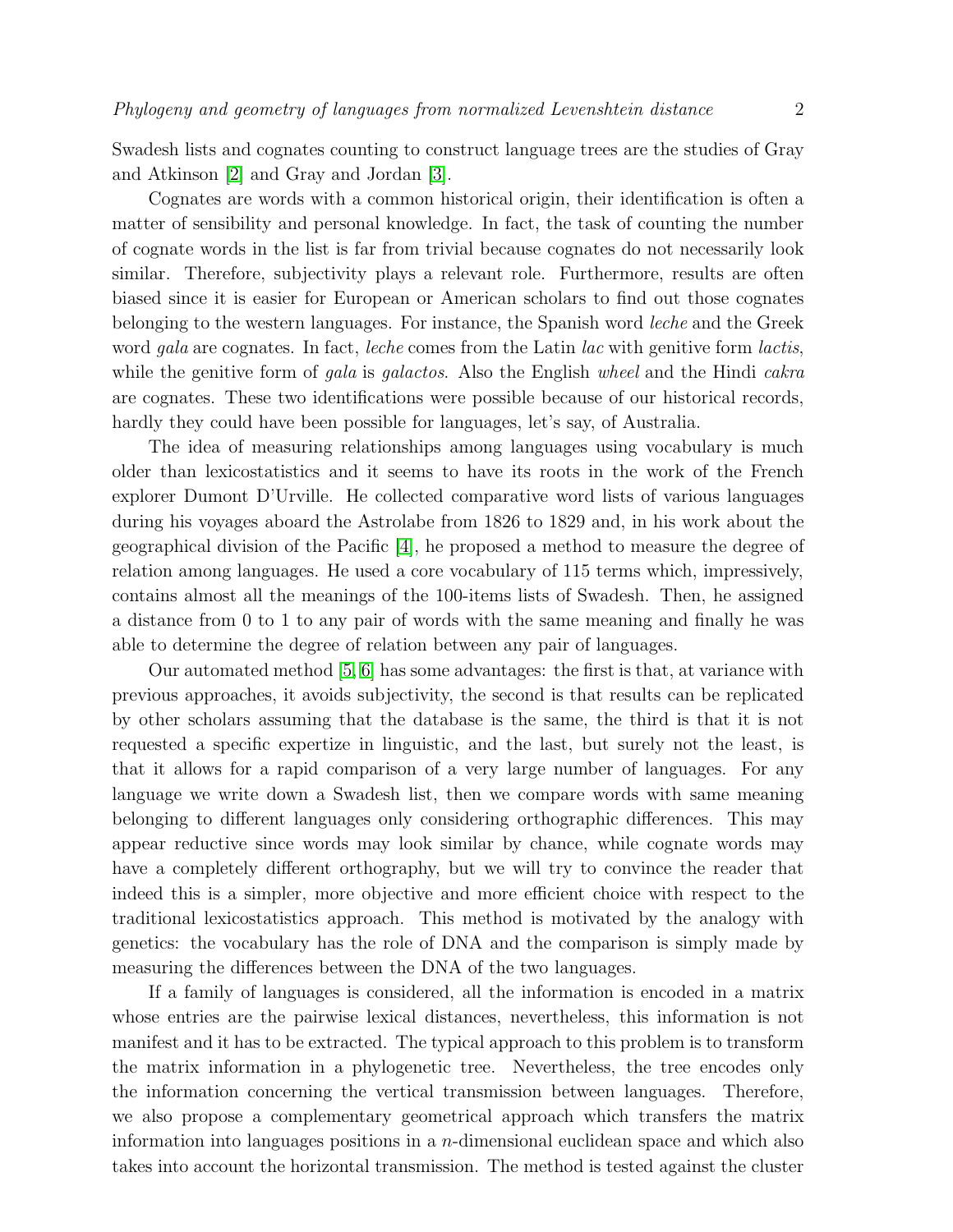Swadesh lists and cognates counting to construct language trees are the studies of Gray and Atkinson [2] and Gray and Jordan [3].

Cognates are words with a common historical origin, their identification is often a matter of sensibility and personal knowledge. In fact, the task of counting the number of cognate words in the list is far from trivial because cognates do not necessarily look similar. Therefore, subjectivity plays a relevant role. Furthermore, results are often biased since it is easier for European or American scholars to find out those cognates belonging to the western languages. For instance, the Spanish word *leche* and the Greek word *gala* are cognates. In fact, *leche* comes from the Latin *lac* with genitive form *lactis*, while the genitive form of *gala* is *galactos*. Also the English *wheel* and the Hindi *cakra* are cognates. These two identifications were possible because of our historical records, hardly they could have been possible for languages, let's say, of Australia.

The idea of measuring relationships among languages using vocabulary is much older than lexicostatistics and it seems to have its roots in the work of the French explorer Dumont D'Urville. He collected comparative word lists of various languages during his voyages aboard the Astrolabe from 1826 to 1829 and, in his work about the geographical division of the Pacific [4], he proposed a method to measure the degree of relation among languages. He used a core vocabulary of 115 terms which, impressively, contains almost all the meanings of the 100-items lists of Swadesh. Then, he assigned a distance from 0 to 1 to any pair of words with the same meaning and finally he was able to determine the degree of relation between any pair of languages.

Our automated method [5, 6] has some advantages: the first is that, at variance with previous approaches, it avoids subjectivity, the second is that results can be replicated by other scholars assuming that the database is the same, the third is that it is not requested a specific expertize in linguistic, and the last, but surely not the least, is that it allows for a rapid comparison of a very large number of languages. For any language we write down a Swadesh list, then we compare words with same meaning belonging to different languages only considering orthographic differences. This may appear reductive since words may look similar by chance, while cognate words may have a completely different orthography, but we will try to convince the reader that indeed this is a simpler, more objective and more efficient choice with respect to the traditional lexicostatistics approach. This method is motivated by the analogy with genetics: the vocabulary has the role of DNA and the comparison is simply made by measuring the differences between the DNA of the two languages.

If a family of languages is considered, all the information is encoded in a matrix whose entries are the pairwise lexical distances, nevertheless, this information is not manifest and it has to be extracted. The typical approach to this problem is to transform the matrix information in a phylogenetic tree. Nevertheless, the tree encodes only the information concerning the vertical transmission between languages. Therefore, we also propose a complementary geometrical approach which transfers the matrix information into languages positions in a $n$-dimensional euclidean space and which also takes into account the horizontal transmission. The method is tested against the cluster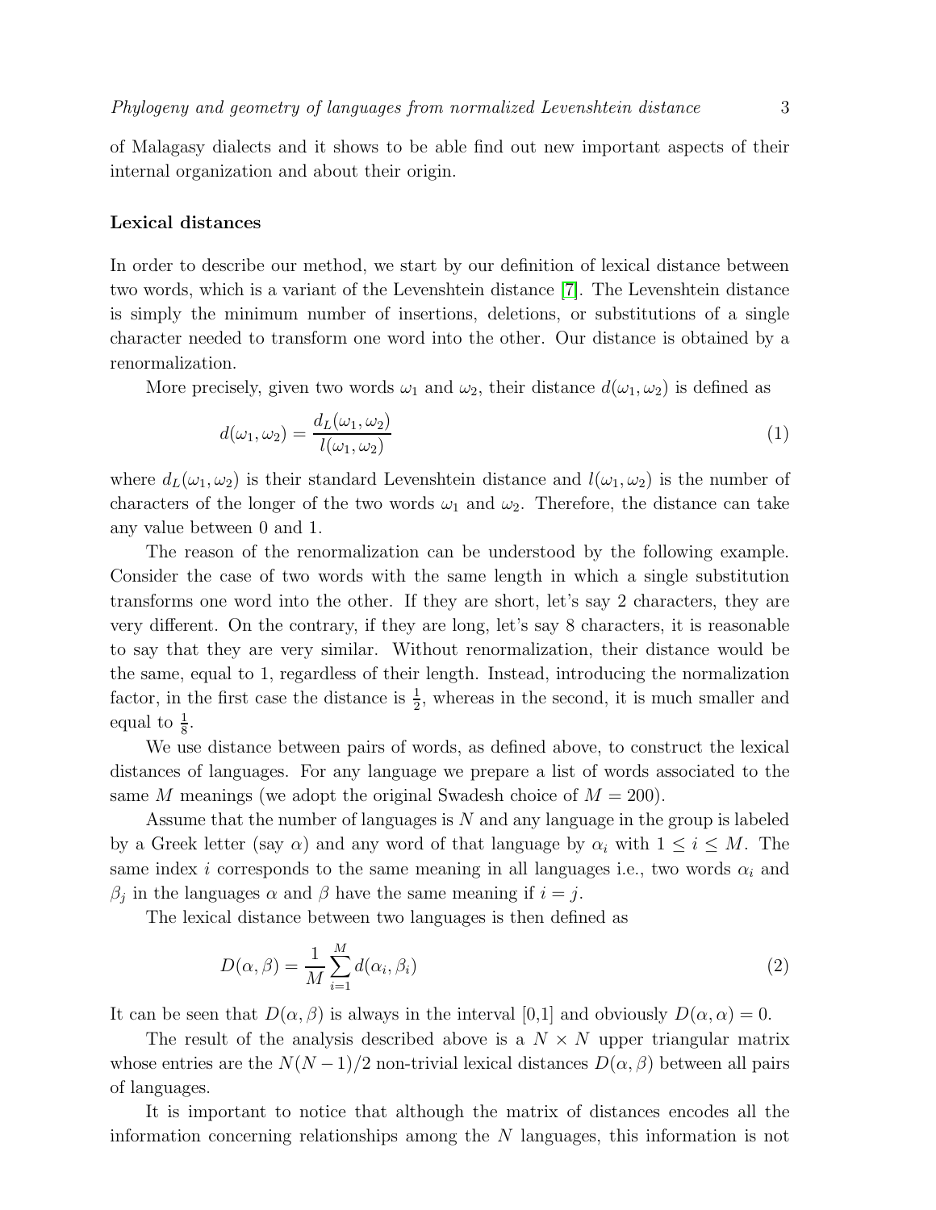of Malagasy dialects and it shows to be able find out new important aspects of their internal organization and about their origin.

### Lexical distances

In order to describe our method, we start by our definition of lexical distance between two words, which is a variant of the Levenshtein distance [7]. The Levenshtein distance is simply the minimum number of insertions, deletions, or substitutions of a single character needed to transform one word into the other. Our distance is obtained by a renormalization.

More precisely, given two words $\omega_1$ and $\omega_2$, their distance $d(\omega_1, \omega_2)$ is defined as

$$d(\omega_1, \omega_2) = \frac{d_L(\omega_1, \omega_2)}{l(\omega_1, \omega_2)} \tag{1}$$

where $d_L(\omega_1, \omega_2)$ is their standard Levenshtein distance and $l(\omega_1, \omega_2)$ is the number of characters of the longer of the two words $\omega_1$ and $\omega_2$. Therefore, the distance can take any value between 0 and 1.

The reason of the renormalization can be understood by the following example. Consider the case of two words with the same length in which a single substitution transforms one word into the other. If they are short, let's say 2 characters, they are very different. On the contrary, if they are long, let's say 8 characters, it is reasonable to say that they are very similar. Without renormalization, their distance would be the same, equal to 1, regardless of their length. Instead, introducing the normalization factor, in the first case the distance is $\frac{1}{2}$, whereas in the second, it is much smaller and equal to $\frac{1}{8}$.

We use distance between pairs of words, as defined above, to construct the lexical distances of languages. For any language we prepare a list of words associated to the same $M$ meanings (we adopt the original Swadesh choice of $M = 200$).

Assume that the number of languages is $N$ and any language in the group is labeled by a Greek letter (say $\alpha$) and any word of that language by $\alpha_i$ with $1 \leq i \leq M$. The same index $i$ corresponds to the same meaning in all languages i.e., two words $\alpha_i$ and $\beta_j$ in the languages $\alpha$ and $\beta$ have the same meaning if $i = j$.

The lexical distance between two languages is then defined as

$$D(\alpha, \beta) = \frac{1}{M} \sum_{i=1}^{M} d(\alpha_i, \beta_i) \tag{2}$$

It can be seen that $D(\alpha, \beta)$ is always in the interval [0,1] and obviously $D(\alpha, \alpha) = 0$.

The result of the analysis described above is a $N \times N$ upper triangular matrix whose entries are the $N(N-1)/2$ non-trivial lexical distances $D(\alpha, \beta)$ between all pairs of languages.

It is important to notice that although the matrix of distances encodes all the information concerning relationships among the $N$ languages, this information is not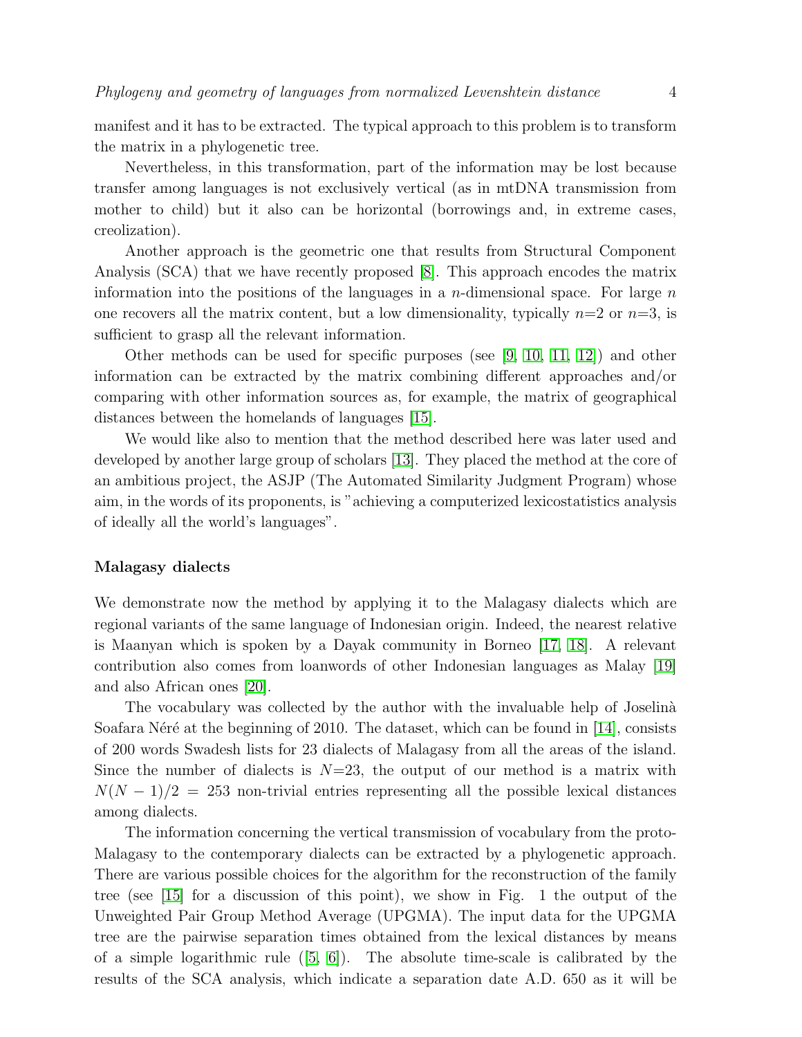manifest and it has to be extracted. The typical approach to this problem is to transform the matrix in a phylogenetic tree.

Nevertheless, in this transformation, part of the information may be lost because transfer among languages is not exclusively vertical (as in mtDNA transmission from mother to child) but it also can be horizontal (borrowings and, in extreme cases, creolization).

Another approach is the geometric one that results from Structural Component Analysis (SCA) that we have recently proposed [8]. This approach encodes the matrix information into the positions of the languages in a $n$-dimensional space. For large $n$ one recovers all the matrix content, but a low dimensionality, typically $n$=2 or $n$=3, is sufficient to grasp all the relevant information.

Other methods can be used for specific purposes (see [9, 10, 11, 12]) and other information can be extracted by the matrix combining different approaches and/or comparing with other information sources as, for example, the matrix of geographical distances between the homelands of languages [15].

We would like also to mention that the method described here was later used and developed by another large group of scholars [13]. They placed the method at the core of an ambitious project, the ASJP (The Automated Similarity Judgment Program) whose aim, in the words of its proponents, is "achieving a computerized lexicostatistics analysis of ideally all the world's languages".

### Malagasy dialects

We demonstrate now the method by applying it to the Malagasy dialects which are regional variants of the same language of Indonesian origin. Indeed, the nearest relative is Maanyan which is spoken by a Dayak community in Borneo [17, 18]. A relevant contribution also comes from loanwords of other Indonesian languages as Malay [19] and also African ones [20].

The vocabulary was collected by the author with the invaluable help of Joselinà Soafara Néré at the beginning of 2010. The dataset, which can be found in [14], consists of 200 words Swadesh lists for 23 dialects of Malagasy from all the areas of the island. Since the number of dialects is $N$=23, the output of our method is a matrix with $N(N-1)/2 = 253$ non-trivial entries representing all the possible lexical distances among dialects.

The information concerning the vertical transmission of vocabulary from the proto-Malagasy to the contemporary dialects can be extracted by a phylogenetic approach. There are various possible choices for the algorithm for the reconstruction of the family tree (see [15] for a discussion of this point), we show in Fig. 1 the output of the Unweighted Pair Group Method Average (UPGMA). The input data for the UPGMA tree are the pairwise separation times obtained from the lexical distances by means of a simple logarithmic rule ([5, 6]). The absolute time-scale is calibrated by the results of the SCA analysis, which indicate a separation date A.D. 650 as it will be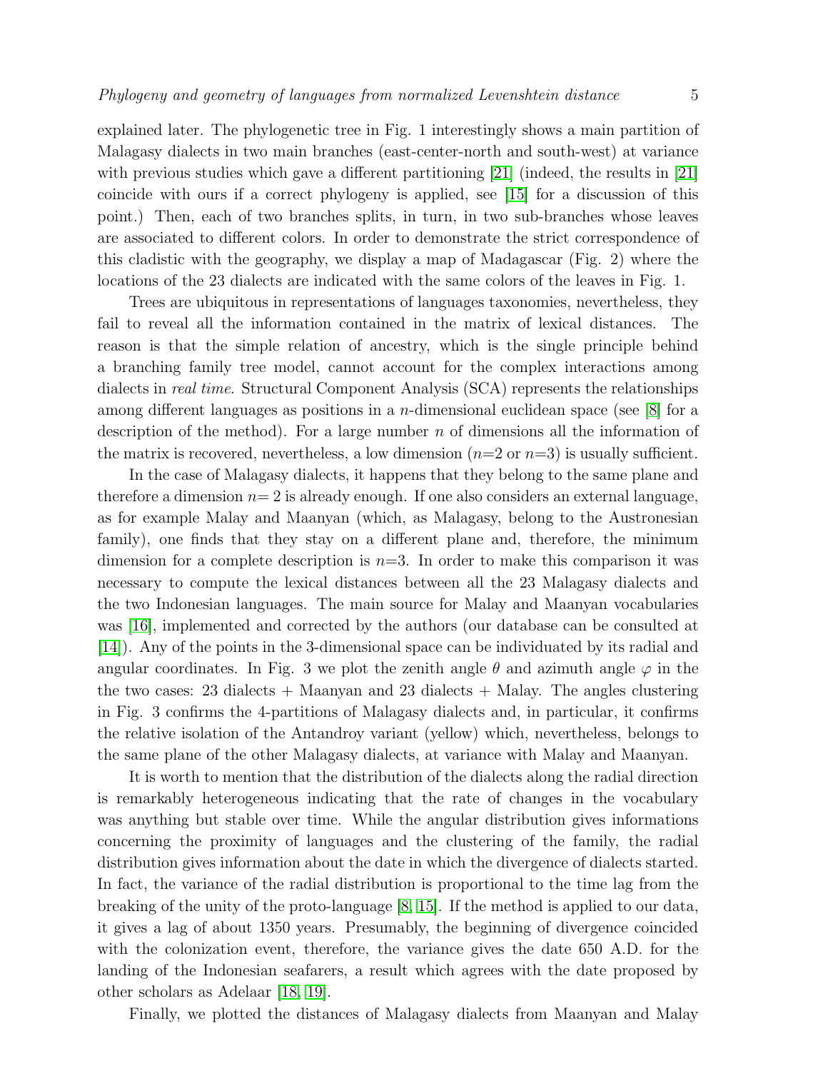explained later. The phylogenetic tree in Fig. 1 interestingly shows a main partition of Malagasy dialects in two main branches (east-center-north and south-west) at variance with previous studies which gave a different partitioning [21] (indeed, the results in [21] coincide with ours if a correct phylogeny is applied, see [15] for a discussion of this point.) Then, each of two branches splits, in turn, in two sub-branches whose leaves are associated to different colors. In order to demonstrate the strict correspondence of this cladistic with the geography, we display a map of Madagascar (Fig. 2) where the locations of the 23 dialects are indicated with the same colors of the leaves in Fig. 1.

Trees are ubiquitous in representations of languages taxonomies, nevertheless, they fail to reveal all the information contained in the matrix of lexical distances. The reason is that the simple relation of ancestry, which is the single principle behind a branching family tree model, cannot account for the complex interactions among dialects in *real time*. Structural Component Analysis (SCA) represents the relationships among different languages as positions in a $n$-dimensional euclidean space (see [8] for a description of the method). For a large number $n$ of dimensions all the information of the matrix is recovered, nevertheless, a low dimension ($n$=2 or $n$=3) is usually sufficient.

In the case of Malagasy dialects, it happens that they belong to the same plane and therefore a dimension $n$= 2 is already enough. If one also considers an external language, as for example Malay and Maanyan (which, as Malagasy, belong to the Austronesian family), one finds that they stay on a different plane and, therefore, the minimum dimension for a complete description is $n$=3. In order to make this comparison it was necessary to compute the lexical distances between all the 23 Malagasy dialects and the two Indonesian languages. The main source for Malay and Maanyan vocabularies was [16], implemented and corrected by the authors (our database can be consulted at [14]). Any of the points in the 3-dimensional space can be individuated by its radial and angular coordinates. In Fig. 3 we plot the zenith angle $\theta$ and azimuth angle $\varphi$ in the the two cases: 23 dialects + Maanyan and 23 dialects + Malay. The angles clustering in Fig. 3 confirms the 4-partitions of Malagasy dialects and, in particular, it confirms the relative isolation of the Antandroy variant (yellow) which, nevertheless, belongs to the same plane of the other Malagasy dialects, at variance with Malay and Maanyan.

It is worth to mention that the distribution of the dialects along the radial direction is remarkably heterogeneous indicating that the rate of changes in the vocabulary was anything but stable over time. While the angular distribution gives informations concerning the proximity of languages and the clustering of the family, the radial distribution gives information about the date in which the divergence of dialects started. In fact, the variance of the radial distribution is proportional to the time lag from the breaking of the unity of the proto-language [8, 15]. If the method is applied to our data, it gives a lag of about 1350 years. Presumably, the beginning of divergence coincided with the colonization event, therefore, the variance gives the date 650 A.D. for the landing of the Indonesian seafarers, a result which agrees with the date proposed by other scholars as Adelaar [18, 19].

Finally, we plotted the distances of Malagasy dialects from Maanyan and Malay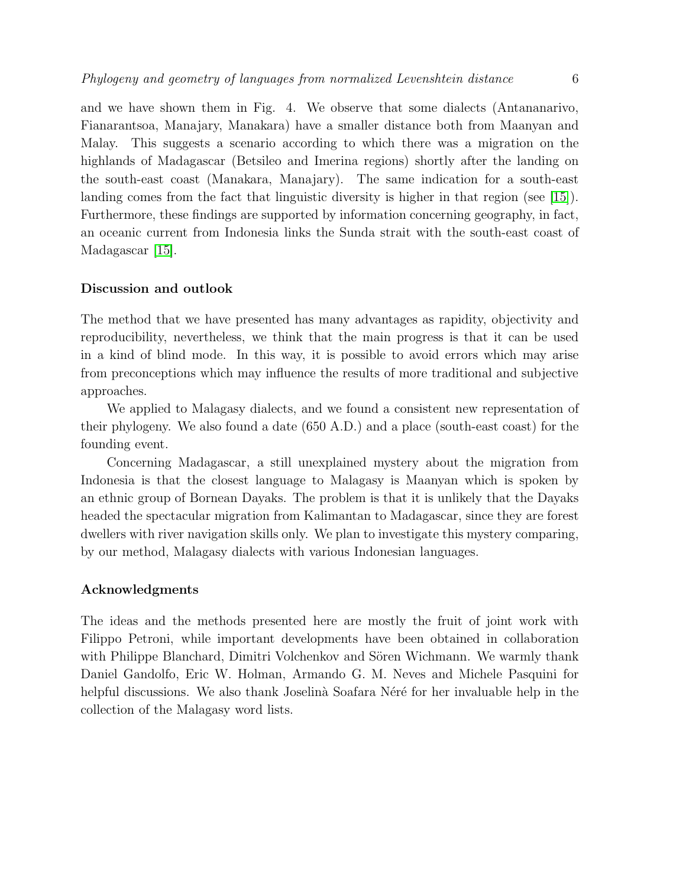and we have shown them in Fig. 4. We observe that some dialects (Antananarivo, Fianarantsoa, Manajary, Manakara) have a smaller distance both from Maanyan and Malay. This suggests a scenario according to which there was a migration on the highlands of Madagascar (Betsileo and Imerina regions) shortly after the landing on the south-east coast (Manakara, Manajary). The same indication for a south-east landing comes from the fact that linguistic diversity is higher in that region (see [15]). Furthermore, these findings are supported by information concerning geography, in fact, an oceanic current from Indonesia links the Sunda strait with the south-east coast of Madagascar [15].

### Discussion and outlook

The method that we have presented has many advantages as rapidity, objectivity and reproducibility, nevertheless, we think that the main progress is that it can be used in a kind of blind mode. In this way, it is possible to avoid errors which may arise from preconceptions which may influence the results of more traditional and subjective approaches.

We applied to Malagasy dialects, and we found a consistent new representation of their phylogeny. We also found a date (650 A.D.) and a place (south-east coast) for the founding event.

Concerning Madagascar, a still unexplained mystery about the migration from Indonesia is that the closest language to Malagasy is Maanyan which is spoken by an ethnic group of Bornean Dayaks. The problem is that it is unlikely that the Dayaks headed the spectacular migration from Kalimantan to Madagascar, since they are forest dwellers with river navigation skills only. We plan to investigate this mystery comparing, by our method, Malagasy dialects with various Indonesian languages.

### Acknowledgments

The ideas and the methods presented here are mostly the fruit of joint work with Filippo Petroni, while important developments have been obtained in collaboration with Philippe Blanchard, Dimitri Volchenkov and Sören Wichmann. We warmly thank Daniel Gandolfo, Eric W. Holman, Armando G. M. Neves and Michele Pasquini for helpful discussions. We also thank Joselinà Soafara Néré for her invaluable help in the collection of the Malagasy word lists.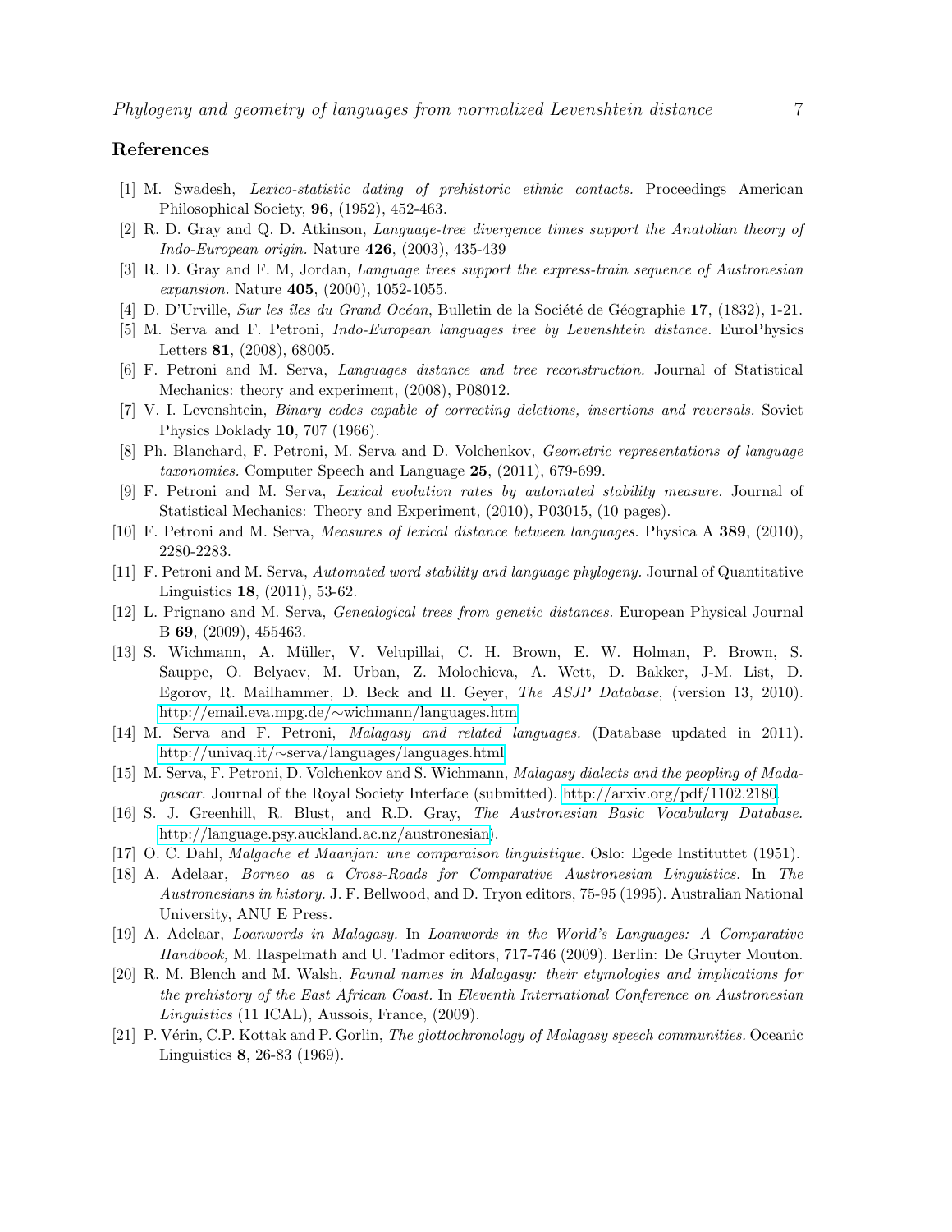## References

[1] M. Swadesh, *Lexico-statistic dating of prehistoric ethnic contacts.* Proceedings American Philosophical Society, **96**, (1952), 452-463.

[2] R. D. Gray and Q. D. Atkinson, *Language-tree divergence times support the Anatolian theory of Indo-European origin.* Nature **426**, (2003), 435-439

[3] R. D. Gray and F. M, Jordan, *Language trees support the express-train sequence of Austronesian expansion.* Nature **405**, (2000), 1052-1055.

[4] D. D'Urville, *Sur les îles du Grand Océan*, Bulletin de la Société de Géographie **17**, (1832), 1-21.

[5] M. Serva and F. Petroni, *Indo-European languages tree by Levenshtein distance.* EuroPhysics Letters **81**, (2008), 68005.

[6] F. Petroni and M. Serva, *Languages distance and tree reconstruction.* Journal of Statistical Mechanics: theory and experiment, (2008), P08012.

[7] V. I. Levenshtein, *Binary codes capable of correcting deletions, insertions and reversals.* Soviet Physics Doklady **10**, 707 (1966).

[8] Ph. Blanchard, F. Petroni, M. Serva and D. Volchenkov, *Geometric representations of language taxonomies.* Computer Speech and Language **25**, (2011), 679-699.

[9] F. Petroni and M. Serva, *Lexical evolution rates by automated stability measure.* Journal of Statistical Mechanics: Theory and Experiment, (2010), P03015, (10 pages).

[10] F. Petroni and M. Serva, *Measures of lexical distance between languages.* Physica A **389**, (2010), 2280-2283.

[11] F. Petroni and M. Serva, *Automated word stability and language phylogeny.* Journal of Quantitative Linguistics **18**, (2011), 53-62.

[12] L. Prignano and M. Serva, *Genealogical trees from genetic distances.* European Physical Journal B **69**, (2009), 455463.

[13] S. Wichmann, A. Müller, V. Velupillai, C. H. Brown, E. W. Holman, P. Brown, S. Sauppe, O. Belyaev, M. Urban, Z. Molochieva, A. Wett, D. Bakker, J-M. List, D. Egorov, R. Mailhammer, D. Beck and H. Geyer, *The ASJP Database*, (version 13, 2010). http://email.eva.mpg.de/∼wichmann/languages.htm.

[14] M. Serva and F. Petroni, *Malagasy and related languages.* (Database updated in 2011). http://univaq.it/∼serva/languages/languages.html.

[15] M. Serva, F. Petroni, D. Volchenkov and S. Wichmann, *Malagasy dialects and the peopling of Madagascar.* Journal of the Royal Society Interface (submitted). http://arxiv.org/pdf/1102.2180

[16] S. J. Greenhill, R. Blust, and R.D. Gray, *The Austronesian Basic Vocabulary Database.* http://language.psy.auckland.ac.nz/austronesian).

[17] O. C. Dahl, *Malgache et Maanjan: une comparaison linguistique.* Oslo: Egede Instituttet (1951).

[18] A. Adelaar, *Borneo as a Cross-Roads for Comparative Austronesian Linguistics.* In *The Austronesians in history.* J. F. Bellwood, and D. Tryon editors, 75-95 (1995). Australian National University, ANU E Press.

[19] A. Adelaar, *Loanwords in Malagasy.* In *Loanwords in the World's Languages: A Comparative Handbook,* M. Haspelmath and U. Tadmor editors, 717-746 (2009). Berlin: De Gruyter Mouton.

[20] R. M. Blench and M. Walsh, *Faunal names in Malagasy: their etymologies and implications for the prehistory of the East African Coast.* In *Eleventh International Conference on Austronesian Linguistics* (11 ICAL), Aussois, France, (2009).

[21] P. Vérin, C.P. Kottak and P. Gorlin, *The glottochronology of Malagasy speech communities.* Oceanic Linguistics **8**, 26-83 (1969).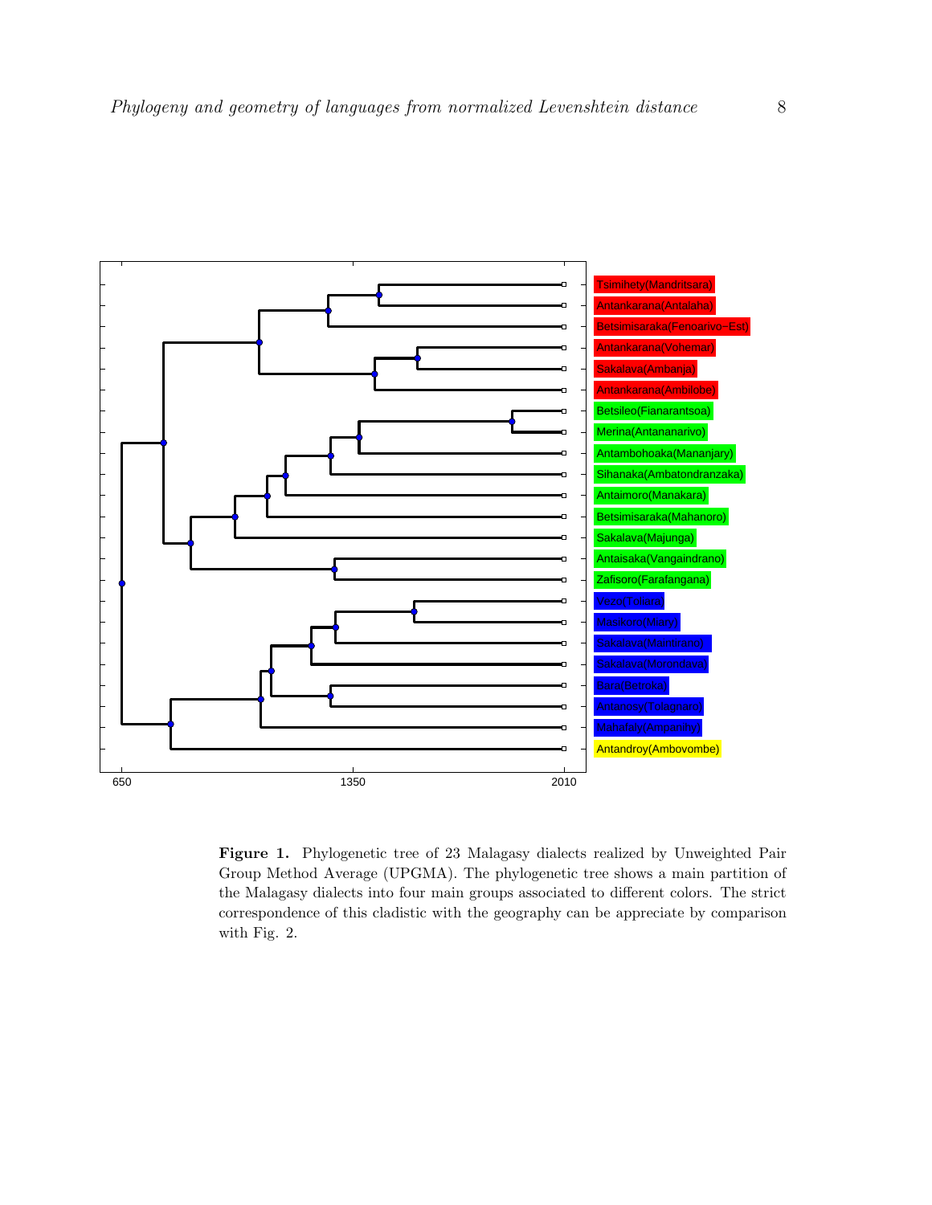**Figure 1.** Phylogenetic tree of 23 Malagasy dialects realized by Unweighted Pair Group Method Average (UPGMA). The phylogenetic tree shows a main partition of the Malagasy dialects into four main groups associated to different colors. The strict correspondence of this cladistic with the geography can be appreciate by comparison with Fig. 2.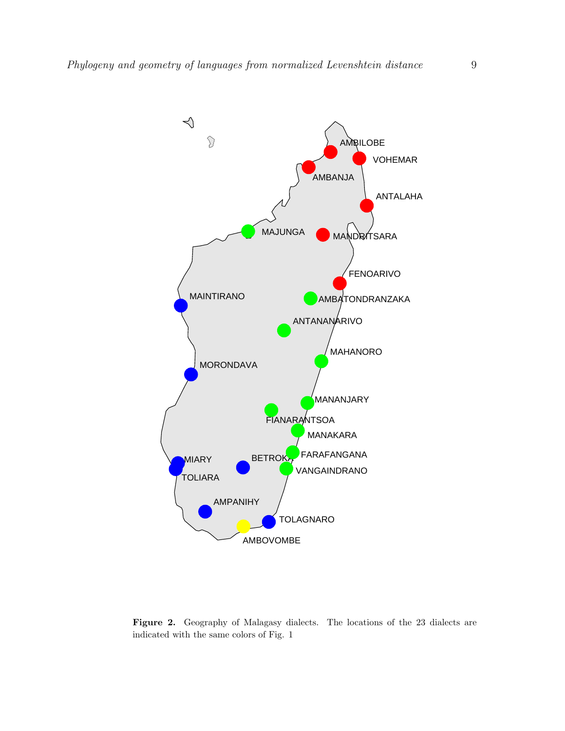**Figure 2.** Geography of Malagasy dialects. The locations of the 23 dialects are indicated with the same colors of Fig. 1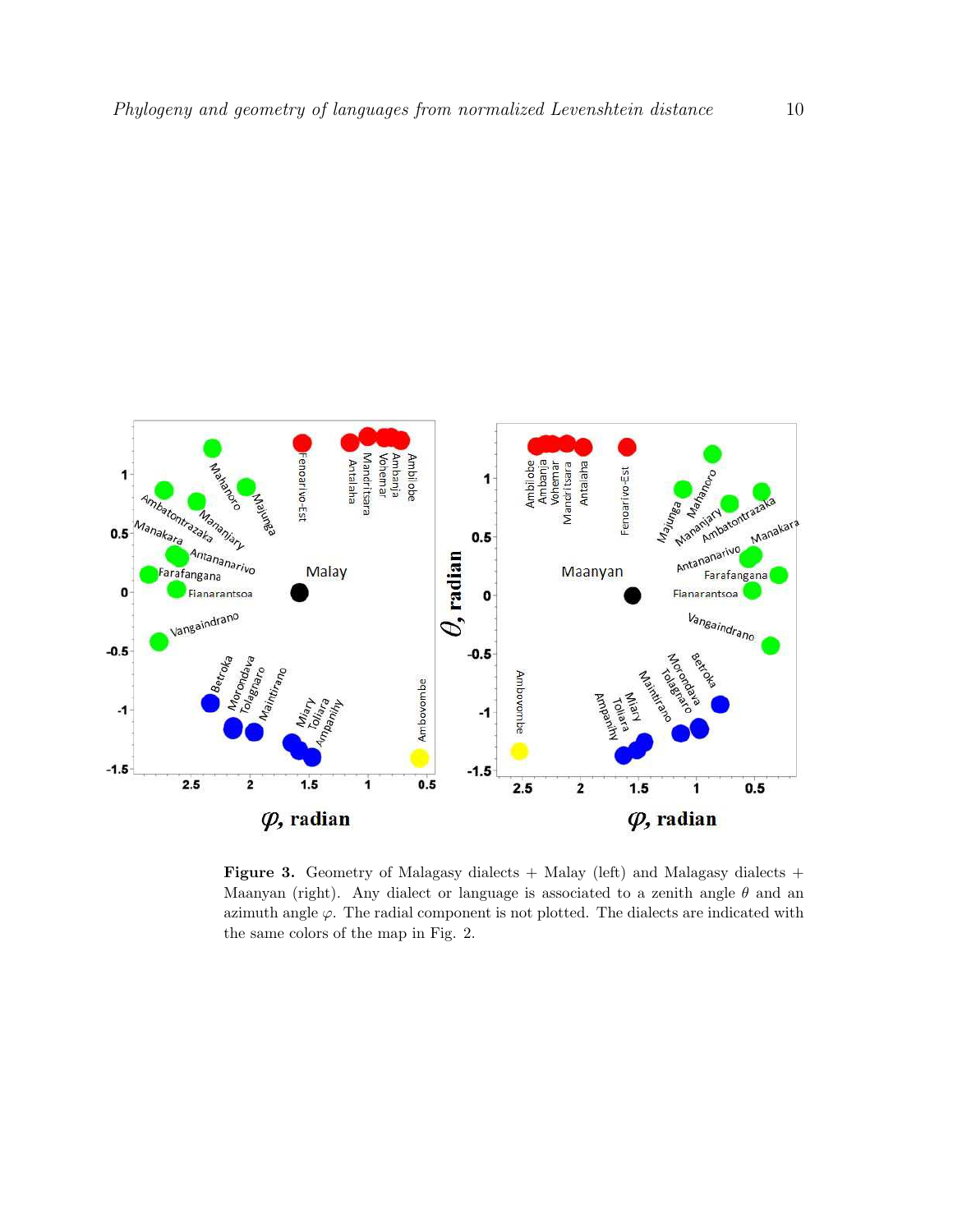**Figure 3.** Geometry of Malagasy dialects + Malay (left) and Malagasy dialects + Maanyan (right). Any dialect or language is associated to a zenith angle $\theta$ and an azimuth angle $\varphi$. The radial component is not plotted. The dialects are indicated with the same colors of the map in Fig. 2.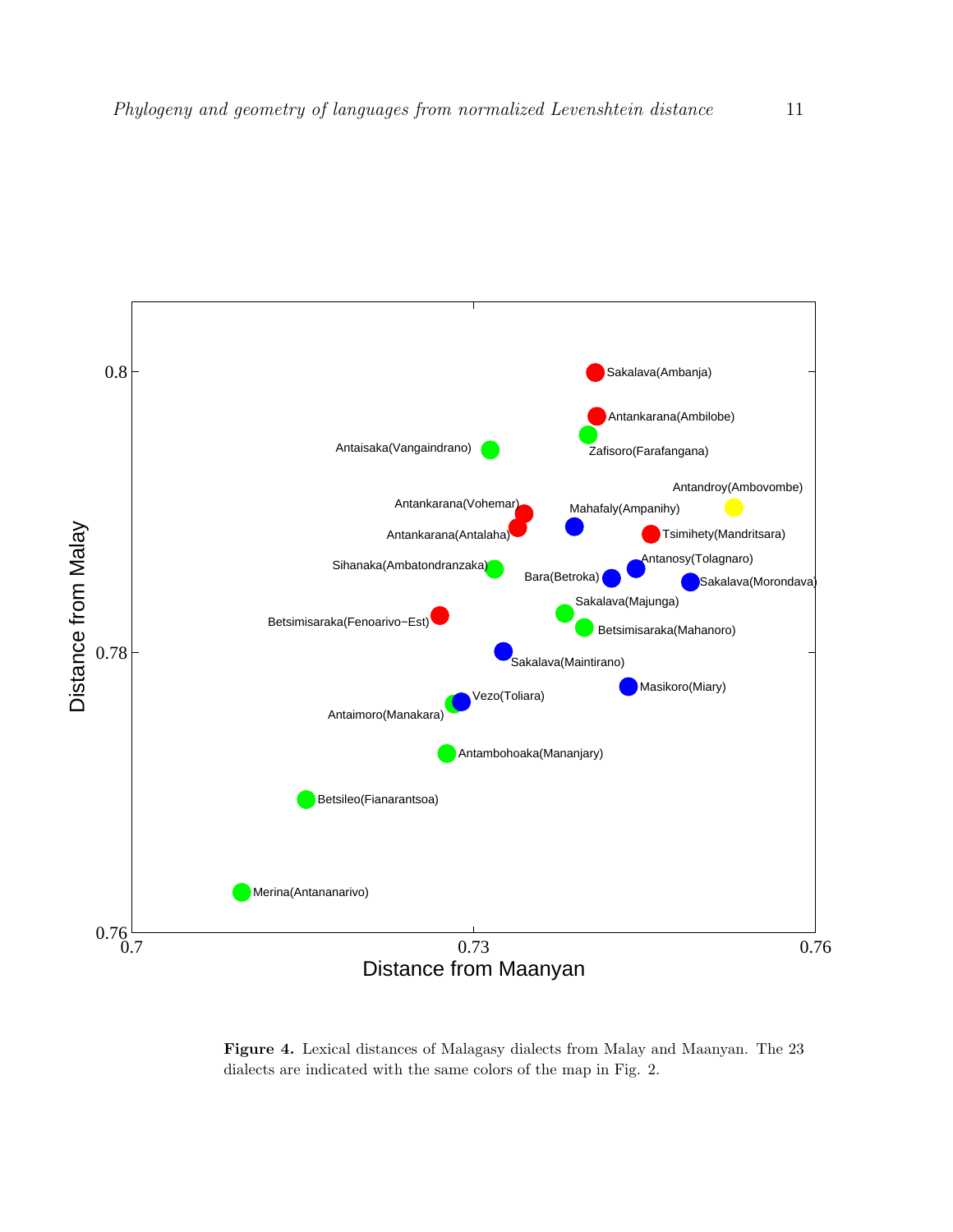Distance from Malay

0.8

0.78

0.76

0.7

0.73

0.76

Distance from Maanyan

Sakalava(Ambanja)

Antankarana(Ambilobe)

Zafisoro(Farafangana)

Antaisaka(Vangaindrano)

Antandroy(Ambovombe)

Antankarana(Vohemar)

Mahafaly(Ampanihy)

Antankarana(Antalaha)

Tsimihety(Mandritsara)

Antanosy(Tolagnaro)

Sihanaka(Ambatondranzaka)

Bara(Betroka)

Sakalava(Morondava)

Sakalava(Majunga)

Betsimisaraka(Fenoarivo−Est)

Betsimisaraka(Mahanoro)

Sakalava(Maintirano)

Masikoro(Miary)

Vezo(Toliara)

Antaimoro(Manakara)

Antambohoaka(Mananjary)

Betsileo(Fianarantsoa)

Merina(Antananarivo)

**Figure 4.** Lexical distances of Malagasy dialects from Malay and Maanyan. The 23 dialects are indicated with the same colors of the map in Fig. 2.